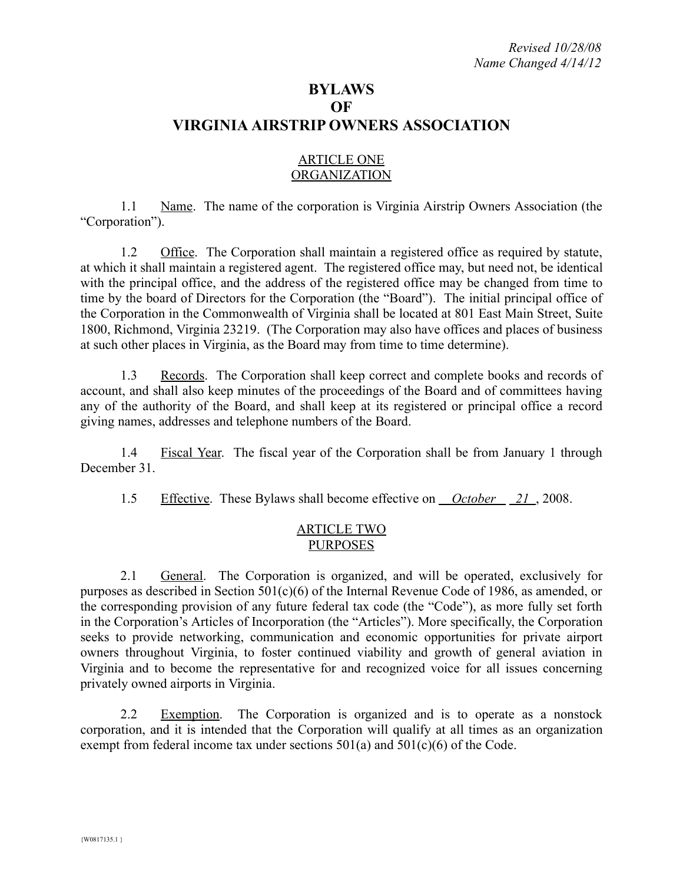*Revised 10/28/08*
*Name Changed 4/14/12*

# BYLAWS
# OF
# VIRGINIA AIRSTRIP OWNERS ASSOCIATION

## ARTICLE ONE
## ORGANIZATION

1.1 Name. The name of the corporation is Virginia Airstrip Owners Association (the "Corporation").

1.2 Office. The Corporation shall maintain a registered office as required by statute, at which it shall maintain a registered agent. The registered office may, but need not, be identical with the principal office, and the address of the registered office may be changed from time to time by the board of Directors for the Corporation (the "Board"). The initial principal office of the Corporation in the Commonwealth of Virginia shall be located at 801 East Main Street, Suite 1800, Richmond, Virginia 23219. (The Corporation may also have offices and places of business at such other places in Virginia, as the Board may from time to time determine).

1.3 Records. The Corporation shall keep correct and complete books and records of account, and shall also keep minutes of the proceedings of the Board and of committees having any of the authority of the Board, and shall keep at its registered or principal office a record giving names, addresses and telephone numbers of the Board.

1.4 Fiscal Year. The fiscal year of the Corporation shall be from January 1 through December 31.

1.5 Effective. These Bylaws shall become effective on *October* *21*, 2008.

## ARTICLE TWO
## PURPOSES

2.1 General. The Corporation is organized, and will be operated, exclusively for purposes as described in Section 501(c)(6) of the Internal Revenue Code of 1986, as amended, or the corresponding provision of any future federal tax code (the "Code"), as more fully set forth in the Corporation's Articles of Incorporation (the "Articles"). More specifically, the Corporation seeks to provide networking, communication and economic opportunities for private airport owners throughout Virginia, to foster continued viability and growth of general aviation in Virginia and to become the representative for and recognized voice for all issues concerning privately owned airports in Virginia.

2.2 Exemption. The Corporation is organized and is to operate as a nonstock corporation, and it is intended that the Corporation will qualify at all times as an organization exempt from federal income tax under sections 501(a) and 501(c)(6) of the Code.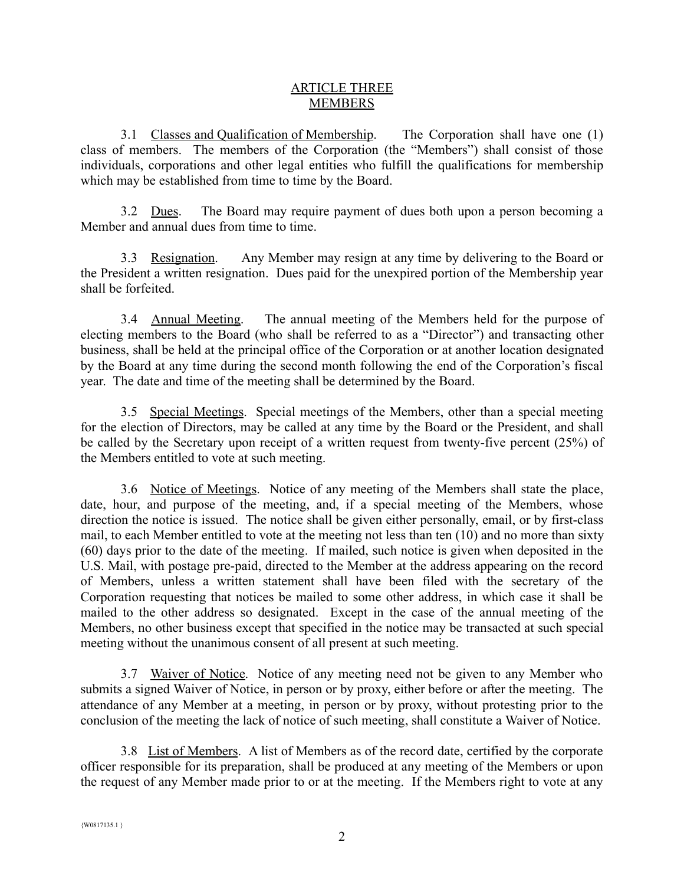## ARTICLE THREE
## MEMBERS

3.1 Classes and Qualification of Membership. The Corporation shall have one (1) class of members. The members of the Corporation (the "Members") shall consist of those individuals, corporations and other legal entities who fulfill the qualifications for membership which may be established from time to time by the Board.

3.2 Dues. The Board may require payment of dues both upon a person becoming a Member and annual dues from time to time.

3.3 Resignation. Any Member may resign at any time by delivering to the Board or the President a written resignation. Dues paid for the unexpired portion of the Membership year shall be forfeited.

3.4 Annual Meeting. The annual meeting of the Members held for the purpose of electing members to the Board (who shall be referred to as a "Director") and transacting other business, shall be held at the principal office of the Corporation or at another location designated by the Board at any time during the second month following the end of the Corporation's fiscal year. The date and time of the meeting shall be determined by the Board.

3.5 Special Meetings. Special meetings of the Members, other than a special meeting for the election of Directors, may be called at any time by the Board or the President, and shall be called by the Secretary upon receipt of a written request from twenty-five percent (25%) of the Members entitled to vote at such meeting.

3.6 Notice of Meetings. Notice of any meeting of the Members shall state the place, date, hour, and purpose of the meeting, and, if a special meeting of the Members, whose direction the notice is issued. The notice shall be given either personally, email, or by first-class mail, to each Member entitled to vote at the meeting not less than ten (10) and no more than sixty (60) days prior to the date of the meeting. If mailed, such notice is given when deposited in the U.S. Mail, with postage pre-paid, directed to the Member at the address appearing on the record of Members, unless a written statement shall have been filed with the secretary of the Corporation requesting that notices be mailed to some other address, in which case it shall be mailed to the other address so designated. Except in the case of the annual meeting of the Members, no other business except that specified in the notice may be transacted at such special meeting without the unanimous consent of all present at such meeting.

3.7 Waiver of Notice. Notice of any meeting need not be given to any Member who submits a signed Waiver of Notice, in person or by proxy, either before or after the meeting. The attendance of any Member at a meeting, in person or by proxy, without protesting prior to the conclusion of the meeting the lack of notice of such meeting, shall constitute a Waiver of Notice.

3.8 List of Members. A list of Members as of the record date, certified by the corporate officer responsible for its preparation, shall be produced at any meeting of the Members or upon the request of any Member made prior to or at the meeting. If the Members right to vote at any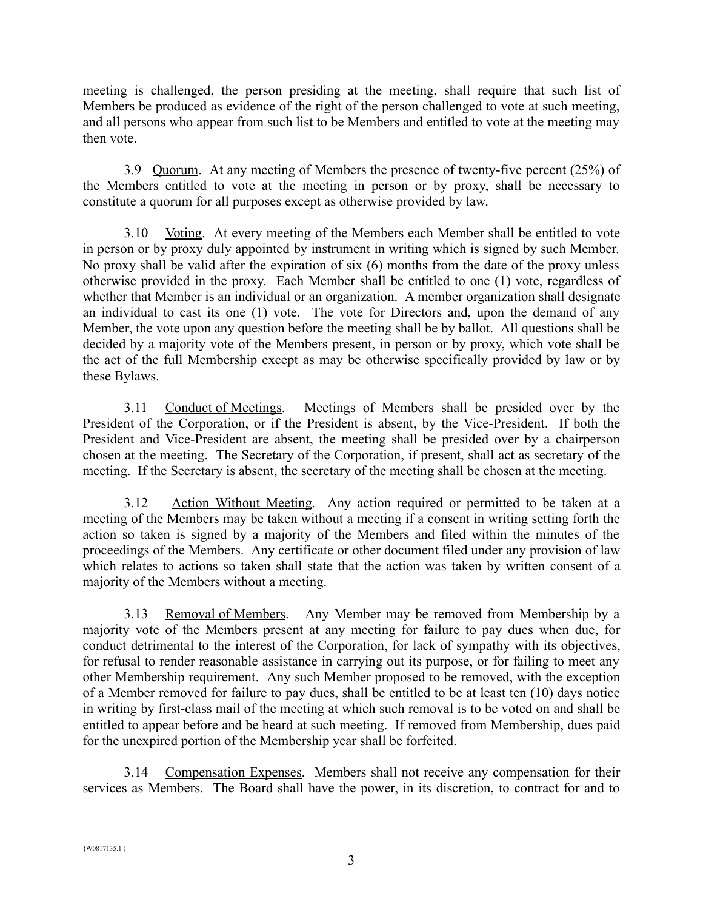meeting is challenged, the person presiding at the meeting, shall require that such list of Members be produced as evidence of the right of the person challenged to vote at such meeting, and all persons who appear from such list to be Members and entitled to vote at the meeting may then vote.

3.9 Quorum. At any meeting of Members the presence of twenty-five percent (25%) of the Members entitled to vote at the meeting in person or by proxy, shall be necessary to constitute a quorum for all purposes except as otherwise provided by law.

3.10 Voting. At every meeting of the Members each Member shall be entitled to vote in person or by proxy duly appointed by instrument in writing which is signed by such Member. No proxy shall be valid after the expiration of six (6) months from the date of the proxy unless otherwise provided in the proxy. Each Member shall be entitled to one (1) vote, regardless of whether that Member is an individual or an organization. A member organization shall designate an individual to cast its one (1) vote. The vote for Directors and, upon the demand of any Member, the vote upon any question before the meeting shall be by ballot. All questions shall be decided by a majority vote of the Members present, in person or by proxy, which vote shall be the act of the full Membership except as may be otherwise specifically provided by law or by these Bylaws.

3.11 Conduct of Meetings. Meetings of Members shall be presided over by the President of the Corporation, or if the President is absent, by the Vice-President. If both the President and Vice-President are absent, the meeting shall be presided over by a chairperson chosen at the meeting. The Secretary of the Corporation, if present, shall act as secretary of the meeting. If the Secretary is absent, the secretary of the meeting shall be chosen at the meeting.

3.12 Action Without Meeting. Any action required or permitted to be taken at a meeting of the Members may be taken without a meeting if a consent in writing setting forth the action so taken is signed by a majority of the Members and filed within the minutes of the proceedings of the Members. Any certificate or other document filed under any provision of law which relates to actions so taken shall state that the action was taken by written consent of a majority of the Members without a meeting.

3.13 Removal of Members. Any Member may be removed from Membership by a majority vote of the Members present at any meeting for failure to pay dues when due, for conduct detrimental to the interest of the Corporation, for lack of sympathy with its objectives, for refusal to render reasonable assistance in carrying out its purpose, or for failing to meet any other Membership requirement. Any such Member proposed to be removed, with the exception of a Member removed for failure to pay dues, shall be entitled to be at least ten (10) days notice in writing by first-class mail of the meeting at which such removal is to be voted on and shall be entitled to appear before and be heard at such meeting. If removed from Membership, dues paid for the unexpired portion of the Membership year shall be forfeited.

3.14 Compensation Expenses. Members shall not receive any compensation for their services as Members. The Board shall have the power, in its discretion, to contract for and to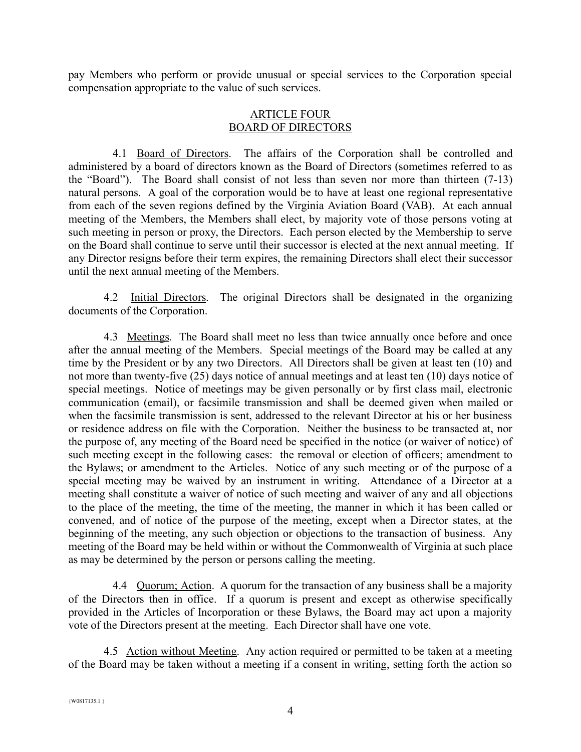pay Members who perform or provide unusual or special services to the Corporation special compensation appropriate to the value of such services.

## ARTICLE FOUR
## BOARD OF DIRECTORS

4.1 Board of Directors. The affairs of the Corporation shall be controlled and administered by a board of directors known as the Board of Directors (sometimes referred to as the "Board"). The Board shall consist of not less than seven nor more than thirteen (7-13) natural persons. A goal of the corporation would be to have at least one regional representative from each of the seven regions defined by the Virginia Aviation Board (VAB). At each annual meeting of the Members, the Members shall elect, by majority vote of those persons voting at such meeting in person or proxy, the Directors. Each person elected by the Membership to serve on the Board shall continue to serve until their successor is elected at the next annual meeting. If any Director resigns before their term expires, the remaining Directors shall elect their successor until the next annual meeting of the Members.

4.2 Initial Directors. The original Directors shall be designated in the organizing documents of the Corporation.

4.3 Meetings. The Board shall meet no less than twice annually once before and once after the annual meeting of the Members. Special meetings of the Board may be called at any time by the President or by any two Directors. All Directors shall be given at least ten (10) and not more than twenty-five (25) days notice of annual meetings and at least ten (10) days notice of special meetings. Notice of meetings may be given personally or by first class mail, electronic communication (email), or facsimile transmission and shall be deemed given when mailed or when the facsimile transmission is sent, addressed to the relevant Director at his or her business or residence address on file with the Corporation. Neither the business to be transacted at, nor the purpose of, any meeting of the Board need be specified in the notice (or waiver of notice) of such meeting except in the following cases: the removal or election of officers; amendment to the Bylaws; or amendment to the Articles. Notice of any such meeting or of the purpose of a special meeting may be waived by an instrument in writing. Attendance of a Director at a meeting shall constitute a waiver of notice of such meeting and waiver of any and all objections to the place of the meeting, the time of the meeting, the manner in which it has been called or convened, and of notice of the purpose of the meeting, except when a Director states, at the beginning of the meeting, any such objection or objections to the transaction of business. Any meeting of the Board may be held within or without the Commonwealth of Virginia at such place as may be determined by the person or persons calling the meeting.

4.4 Quorum; Action. A quorum for the transaction of any business shall be a majority of the Directors then in office. If a quorum is present and except as otherwise specifically provided in the Articles of Incorporation or these Bylaws, the Board may act upon a majority vote of the Directors present at the meeting. Each Director shall have one vote.

4.5 Action without Meeting. Any action required or permitted to be taken at a meeting of the Board may be taken without a meeting if a consent in writing, setting forth the action so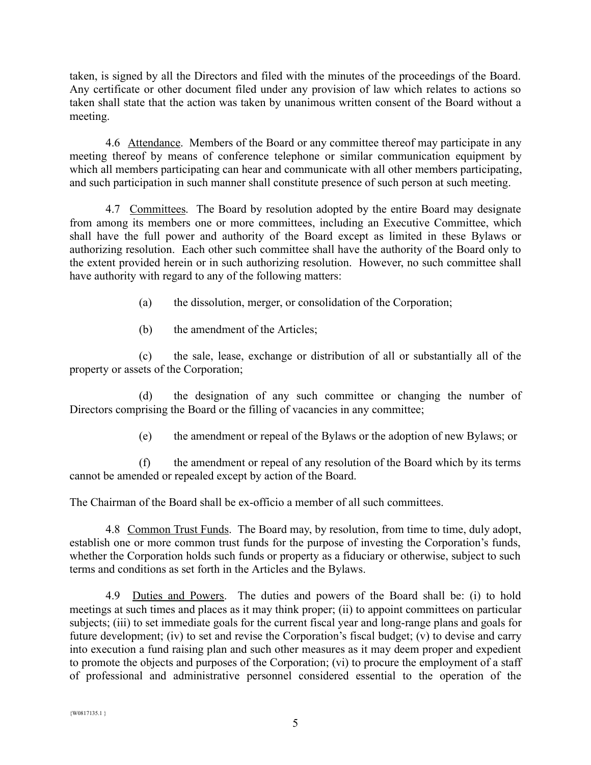taken, is signed by all the Directors and filed with the minutes of the proceedings of the Board. Any certificate or other document filed under any provision of law which relates to actions so taken shall state that the action was taken by unanimous written consent of the Board without a meeting.

4.6 Attendance. Members of the Board or any committee thereof may participate in any meeting thereof by means of conference telephone or similar communication equipment by which all members participating can hear and communicate with all other members participating, and such participation in such manner shall constitute presence of such person at such meeting.

4.7 Committees. The Board by resolution adopted by the entire Board may designate from among its members one or more committees, including an Executive Committee, which shall have the full power and authority of the Board except as limited in these Bylaws or authorizing resolution. Each other such committee shall have the authority of the Board only to the extent provided herein or in such authorizing resolution. However, no such committee shall have authority with regard to any of the following matters:

(a) the dissolution, merger, or consolidation of the Corporation;

(b) the amendment of the Articles;

(c) the sale, lease, exchange or distribution of all or substantially all of the property or assets of the Corporation;

(d) the designation of any such committee or changing the number of Directors comprising the Board or the filling of vacancies in any committee;

(e) the amendment or repeal of the Bylaws or the adoption of new Bylaws; or

(f) the amendment or repeal of any resolution of the Board which by its terms cannot be amended or repealed except by action of the Board.

The Chairman of the Board shall be ex-officio a member of all such committees.

4.8 Common Trust Funds. The Board may, by resolution, from time to time, duly adopt, establish one or more common trust funds for the purpose of investing the Corporation's funds, whether the Corporation holds such funds or property as a fiduciary or otherwise, subject to such terms and conditions as set forth in the Articles and the Bylaws.

4.9 Duties and Powers. The duties and powers of the Board shall be: (i) to hold meetings at such times and places as it may think proper; (ii) to appoint committees on particular subjects; (iii) to set immediate goals for the current fiscal year and long-range plans and goals for future development; (iv) to set and revise the Corporation's fiscal budget; (v) to devise and carry into execution a fund raising plan and such other measures as it may deem proper and expedient to promote the objects and purposes of the Corporation; (vi) to procure the employment of a staff of professional and administrative personnel considered essential to the operation of the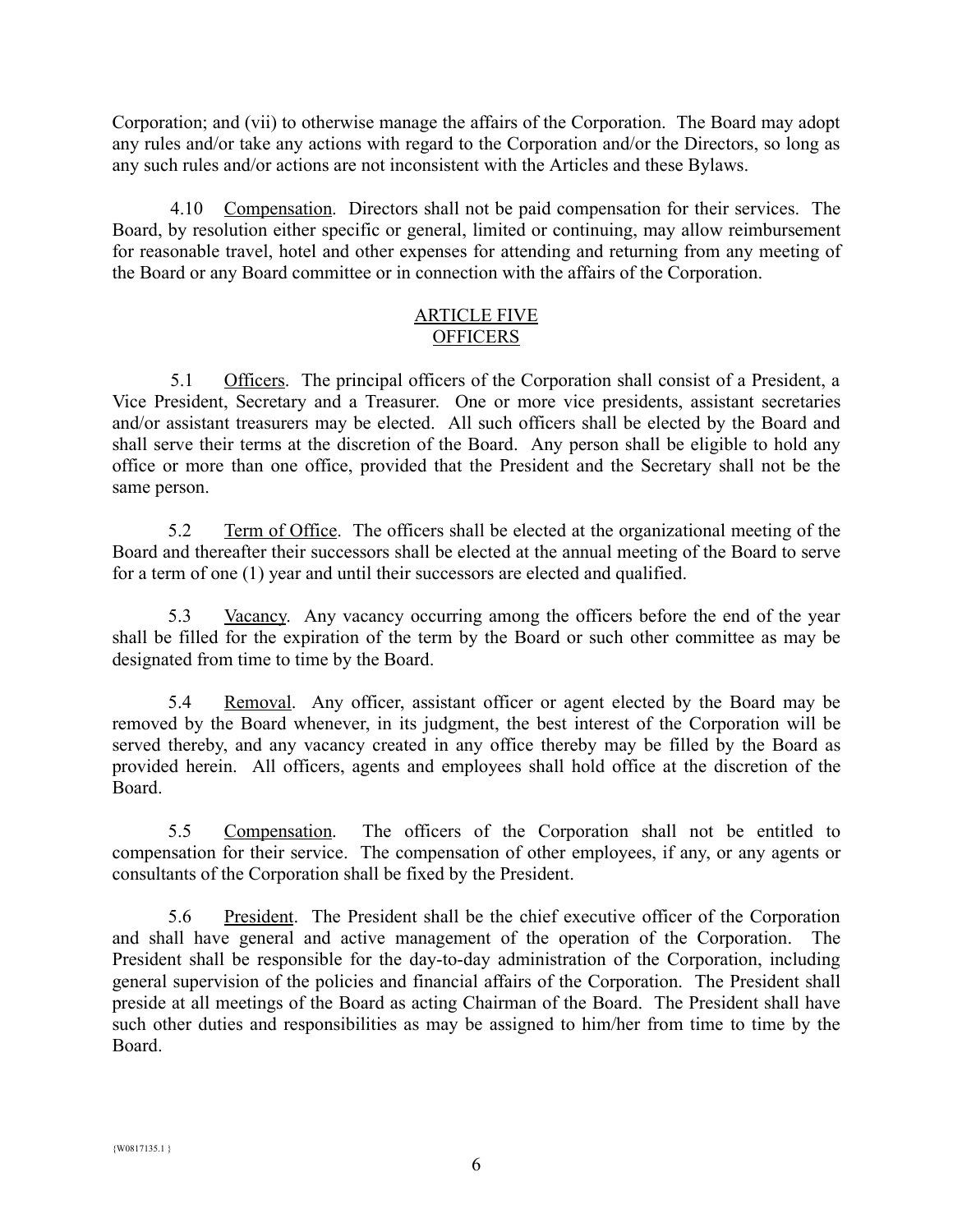Corporation; and (vii) to otherwise manage the affairs of the Corporation. The Board may adopt any rules and/or take any actions with regard to the Corporation and/or the Directors, so long as any such rules and/or actions are not inconsistent with the Articles and these Bylaws.

4.10 Compensation. Directors shall not be paid compensation for their services. The Board, by resolution either specific or general, limited or continuing, may allow reimbursement for reasonable travel, hotel and other expenses for attending and returning from any meeting of the Board or any Board committee or in connection with the affairs of the Corporation.

## ARTICLE FIVE
## OFFICERS

5.1 Officers. The principal officers of the Corporation shall consist of a President, a Vice President, Secretary and a Treasurer. One or more vice presidents, assistant secretaries and/or assistant treasurers may be elected. All such officers shall be elected by the Board and shall serve their terms at the discretion of the Board. Any person shall be eligible to hold any office or more than one office, provided that the President and the Secretary shall not be the same person.

5.2 Term of Office. The officers shall be elected at the organizational meeting of the Board and thereafter their successors shall be elected at the annual meeting of the Board to serve for a term of one (1) year and until their successors are elected and qualified.

5.3 Vacancy. Any vacancy occurring among the officers before the end of the year shall be filled for the expiration of the term by the Board or such other committee as may be designated from time to time by the Board.

5.4 Removal. Any officer, assistant officer or agent elected by the Board may be removed by the Board whenever, in its judgment, the best interest of the Corporation will be served thereby, and any vacancy created in any office thereby may be filled by the Board as provided herein. All officers, agents and employees shall hold office at the discretion of the Board.

5.5 Compensation. The officers of the Corporation shall not be entitled to compensation for their service. The compensation of other employees, if any, or any agents or consultants of the Corporation shall be fixed by the President.

5.6 President. The President shall be the chief executive officer of the Corporation and shall have general and active management of the operation of the Corporation. The President shall be responsible for the day-to-day administration of the Corporation, including general supervision of the policies and financial affairs of the Corporation. The President shall preside at all meetings of the Board as acting Chairman of the Board. The President shall have such other duties and responsibilities as may be assigned to him/her from time to time by the Board.

{W0817135.1 }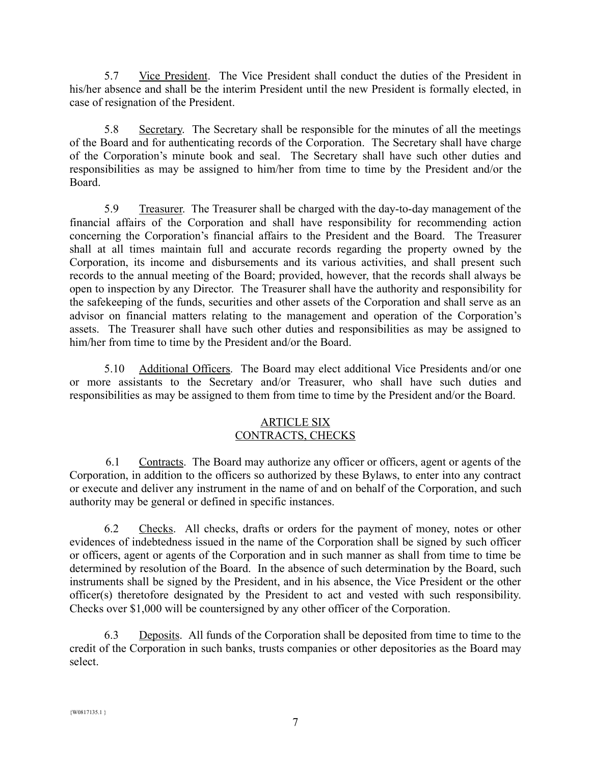5.7 Vice President. The Vice President shall conduct the duties of the President in his/her absence and shall be the interim President until the new President is formally elected, in case of resignation of the President.

5.8 Secretary. The Secretary shall be responsible for the minutes of all the meetings of the Board and for authenticating records of the Corporation. The Secretary shall have charge of the Corporation's minute book and seal. The Secretary shall have such other duties and responsibilities as may be assigned to him/her from time to time by the President and/or the Board.

5.9 Treasurer. The Treasurer shall be charged with the day-to-day management of the financial affairs of the Corporation and shall have responsibility for recommending action concerning the Corporation's financial affairs to the President and the Board. The Treasurer shall at all times maintain full and accurate records regarding the property owned by the Corporation, its income and disbursements and its various activities, and shall present such records to the annual meeting of the Board; provided, however, that the records shall always be open to inspection by any Director. The Treasurer shall have the authority and responsibility for the safekeeping of the funds, securities and other assets of the Corporation and shall serve as an advisor on financial matters relating to the management and operation of the Corporation's assets. The Treasurer shall have such other duties and responsibilities as may be assigned to him/her from time to time by the President and/or the Board.

5.10 Additional Officers. The Board may elect additional Vice Presidents and/or one or more assistants to the Secretary and/or Treasurer, who shall have such duties and responsibilities as may be assigned to them from time to time by the President and/or the Board.

## ARTICLE SIX
## CONTRACTS, CHECKS

6.1 Contracts. The Board may authorize any officer or officers, agent or agents of the Corporation, in addition to the officers so authorized by these Bylaws, to enter into any contract or execute and deliver any instrument in the name of and on behalf of the Corporation, and such authority may be general or defined in specific instances.

6.2 Checks. All checks, drafts or orders for the payment of money, notes or other evidences of indebtedness issued in the name of the Corporation shall be signed by such officer or officers, agent or agents of the Corporation and in such manner as shall from time to time be determined by resolution of the Board. In the absence of such determination by the Board, such instruments shall be signed by the President, and in his absence, the Vice President or the other officer(s) theretofore designated by the President to act and vested with such responsibility. Checks over $1,000 will be countersigned by any other officer of the Corporation.

6.3 Deposits. All funds of the Corporation shall be deposited from time to time to the credit of the Corporation in such banks, trusts companies or other depositories as the Board may select.

{W0817135.1 }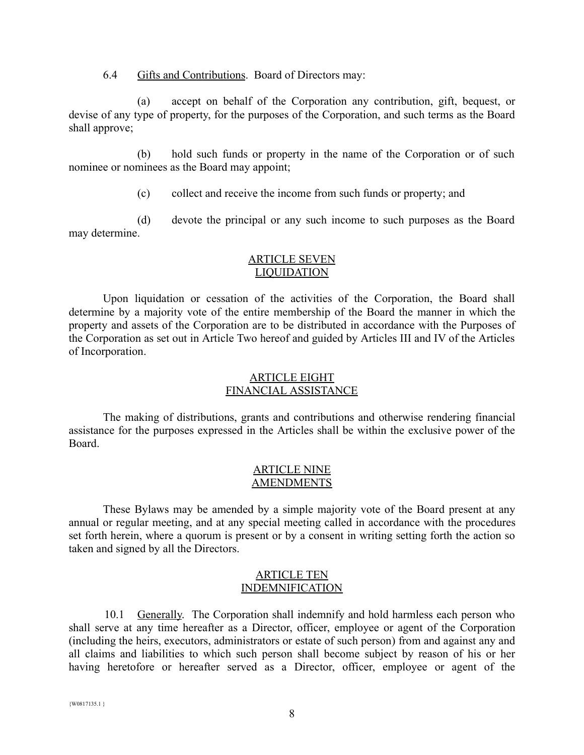6.4 Gifts and Contributions. Board of Directors may:

(a) accept on behalf of the Corporation any contribution, gift, bequest, or devise of any type of property, for the purposes of the Corporation, and such terms as the Board shall approve;

(b) hold such funds or property in the name of the Corporation or of such nominee or nominees as the Board may appoint;

(c) collect and receive the income from such funds or property; and

(d) devote the principal or any such income to such purposes as the Board may determine.

## ARTICLE SEVEN
## LIQUIDATION

Upon liquidation or cessation of the activities of the Corporation, the Board shall determine by a majority vote of the entire membership of the Board the manner in which the property and assets of the Corporation are to be distributed in accordance with the Purposes of the Corporation as set out in Article Two hereof and guided by Articles III and IV of the Articles of Incorporation.

## ARTICLE EIGHT
## FINANCIAL ASSISTANCE

The making of distributions, grants and contributions and otherwise rendering financial assistance for the purposes expressed in the Articles shall be within the exclusive power of the Board.

## ARTICLE NINE
## AMENDMENTS

These Bylaws may be amended by a simple majority vote of the Board present at any annual or regular meeting, and at any special meeting called in accordance with the procedures set forth herein, where a quorum is present or by a consent in writing setting forth the action so taken and signed by all the Directors.

## ARTICLE TEN
## INDEMNIFICATION

10.1 Generally. The Corporation shall indemnify and hold harmless each person who shall serve at any time hereafter as a Director, officer, employee or agent of the Corporation (including the heirs, executors, administrators or estate of such person) from and against any and all claims and liabilities to which such person shall become subject by reason of his or her having heretofore or hereafter served as a Director, officer, employee or agent of the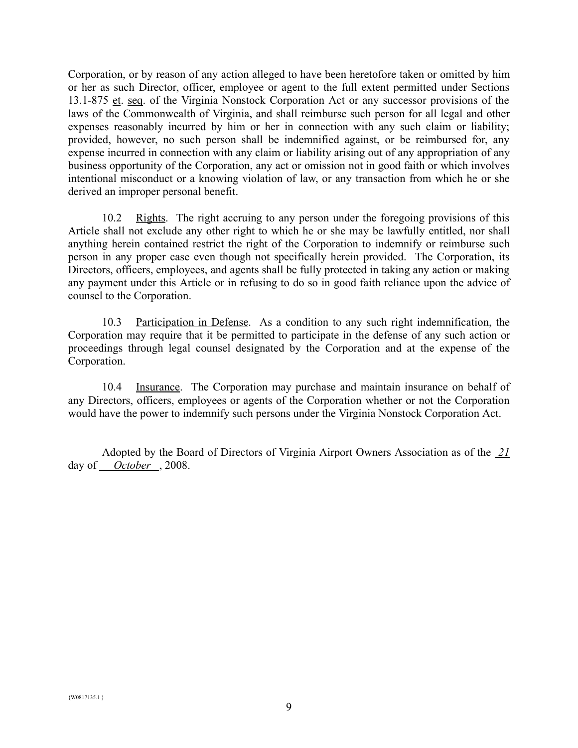Corporation, or by reason of any action alleged to have been heretofore taken or omitted by him or her as such Director, officer, employee or agent to the full extent permitted under Sections 13.1-875 et. seq. of the Virginia Nonstock Corporation Act or any successor provisions of the laws of the Commonwealth of Virginia, and shall reimburse such person for all legal and other expenses reasonably incurred by him or her in connection with any such claim or liability; provided, however, no such person shall be indemnified against, or be reimbursed for, any expense incurred in connection with any claim or liability arising out of any appropriation of any business opportunity of the Corporation, any act or omission not in good faith or which involves intentional misconduct or a knowing violation of law, or any transaction from which he or she derived an improper personal benefit.

10.2 Rights. The right accruing to any person under the foregoing provisions of this Article shall not exclude any other right to which he or she may be lawfully entitled, nor shall anything herein contained restrict the right of the Corporation to indemnify or reimburse such person in any proper case even though not specifically herein provided. The Corporation, its Directors, officers, employees, and agents shall be fully protected in taking any action or making any payment under this Article or in refusing to do so in good faith reliance upon the advice of counsel to the Corporation.

10.3 Participation in Defense. As a condition to any such right indemnification, the Corporation may require that it be permitted to participate in the defense of any such action or proceedings through legal counsel designated by the Corporation and at the expense of the Corporation.

10.4 Insurance. The Corporation may purchase and maintain insurance on behalf of any Directors, officers, employees or agents of the Corporation whether or not the Corporation would have the power to indemnify such persons under the Virginia Nonstock Corporation Act.

Adopted by the Board of Directors of Virginia Airport Owners Association as of the *21* day of *October*, 2008.

{W0817135.1 }